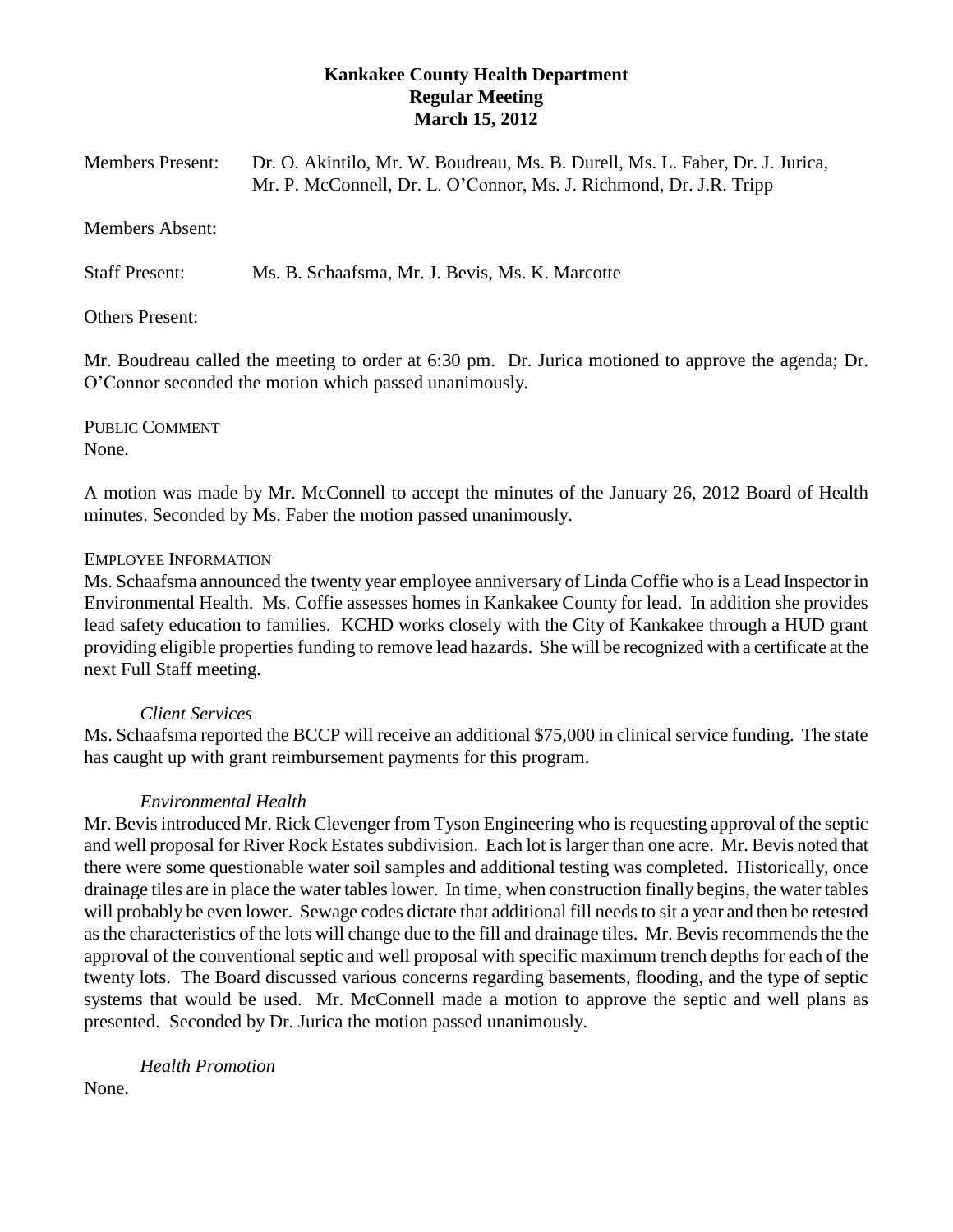# Kankakee County Health Department
## Regular Meeting
### March 15, 2012

Members Present: Dr. O. Akintilo, Mr. W. Boudreau, Ms. B. Durell, Ms. L. Faber, Dr. J. Jurica, Mr. P. McConnell, Dr. L. O'Connor, Ms. J. Richmond, Dr. J.R. Tripp

Members Absent:

Staff Present: Ms. B. Schaafsma, Mr. J. Bevis, Ms. K. Marcotte

Others Present:

Mr. Boudreau called the meeting to order at 6:30 pm. Dr. Jurica motioned to approve the agenda; Dr. O'Connor seconded the motion which passed unanimously.

PUBLIC COMMENT

None.

A motion was made by Mr. McConnell to accept the minutes of the January 26, 2012 Board of Health minutes. Seconded by Ms. Faber the motion passed unanimously.

EMPLOYEE INFORMATION

Ms. Schaafsma announced the twenty year employee anniversary of Linda Coffie who is a Lead Inspector in Environmental Health. Ms. Coffie assesses homes in Kankakee County for lead. In addition she provides lead safety education to families. KCHD works closely with the City of Kankakee through a HUD grant providing eligible properties funding to remove lead hazards. She will be recognized with a certificate at the next Full Staff meeting.

*Client Services*

Ms. Schaafsma reported the BCCP will receive an additional $75,000 in clinical service funding. The state has caught up with grant reimbursement payments for this program.

*Environmental Health*

Mr. Bevis introduced Mr. Rick Clevenger from Tyson Engineering who is requesting approval of the septic and well proposal for River Rock Estates subdivision. Each lot is larger than one acre. Mr. Bevis noted that there were some questionable water soil samples and additional testing was completed. Historically, once drainage tiles are in place the water tables lower. In time, when construction finally begins, the water tables will probably be even lower. Sewage codes dictate that additional fill needs to sit a year and then be retested as the characteristics of the lots will change due to the fill and drainage tiles. Mr. Bevis recommends the the approval of the conventional septic and well proposal with specific maximum trench depths for each of the twenty lots. The Board discussed various concerns regarding basements, flooding, and the type of septic systems that would be used. Mr. McConnell made a motion to approve the septic and well plans as presented. Seconded by Dr. Jurica the motion passed unanimously.

*Health Promotion*

None.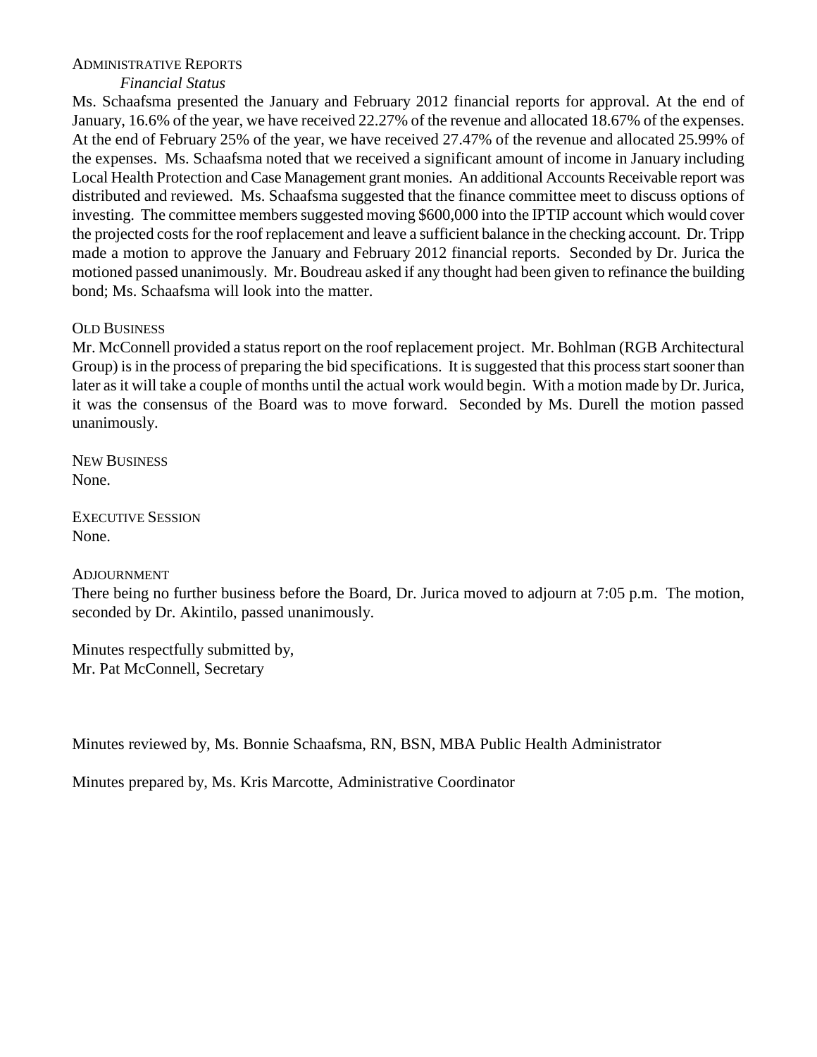## Administrative Reports

*Financial Status*

Ms. Schaafsma presented the January and February 2012 financial reports for approval. At the end of January, 16.6% of the year, we have received 22.27% of the revenue and allocated 18.67% of the expenses. At the end of February 25% of the year, we have received 27.47% of the revenue and allocated 25.99% of the expenses. Ms. Schaafsma noted that we received a significant amount of income in January including Local Health Protection and Case Management grant monies. An additional Accounts Receivable report was distributed and reviewed. Ms. Schaafsma suggested that the finance committee meet to discuss options of investing. The committee members suggested moving $600,000 into the IPTIP account which would cover the projected costs for the roof replacement and leave a sufficient balance in the checking account. Dr. Tripp made a motion to approve the January and February 2012 financial reports. Seconded by Dr. Jurica the motioned passed unanimously. Mr. Boudreau asked if any thought had been given to refinance the building bond; Ms. Schaafsma will look into the matter.

## Old Business

Mr. McConnell provided a status report on the roof replacement project. Mr. Bohlman (RGB Architectural Group) is in the process of preparing the bid specifications. It is suggested that this process start sooner than later as it will take a couple of months until the actual work would begin. With a motion made by Dr. Jurica, it was the consensus of the Board was to move forward. Seconded by Ms. Durell the motion passed unanimously.

## New Business

None.

## Executive Session

None.

## Adjournment

There being no further business before the Board, Dr. Jurica moved to adjourn at 7:05 p.m. The motion, seconded by Dr. Akintilo, passed unanimously.

Minutes respectfully submitted by,
Mr. Pat McConnell, Secretary

Minutes reviewed by, Ms. Bonnie Schaafsma, RN, BSN, MBA Public Health Administrator

Minutes prepared by, Ms. Kris Marcotte, Administrative Coordinator